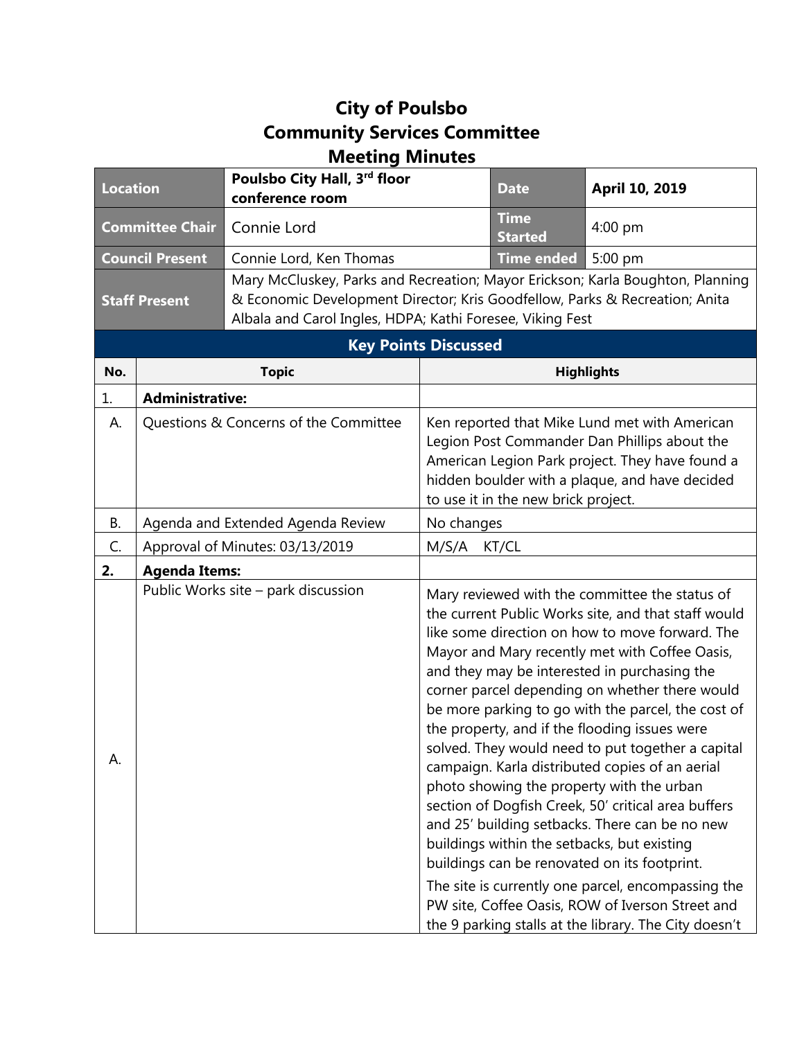# City of Poulsbo
# Community Services Committee
# Meeting Minutes

| Location | Poulsbo City Hall, 3rd floor conference room | Date | April 10, 2019 |
|---|---|---|---|
| Committee Chair | Connie Lord | Time Started | 4:00 pm |
| Council Present | Connie Lord, Ken Thomas | Time ended | 5:00 pm |
| Staff Present | Mary McCluskey, Parks and Recreation; Mayor Erickson; Karla Boughton, Planning & Economic Development Director; Kris Goodfellow, Parks & Recreation; Anita Albala and Carol Ingles, HDPA; Kathi Foresee, Viking Fest | | |

## Key Points Discussed

| No. | Topic | Highlights |
|---|---|---|
| 1. | **Administrative:** | |
| A. | Questions & Concerns of the Committee | Ken reported that Mike Lund met with American Legion Post Commander Dan Phillips about the American Legion Park project. They have found a hidden boulder with a plaque, and have decided to use it in the new brick project. |
| B. | Agenda and Extended Agenda Review | No changes |
| C. | Approval of Minutes: 03/13/2019 | M/S/A KT/CL |
| **2.** | **Agenda Items:** | |
| A. | Public Works site – park discussion | Mary reviewed with the committee the status of the current Public Works site, and that staff would like some direction on how to move forward. The Mayor and Mary recently met with Coffee Oasis, and they may be interested in purchasing the corner parcel depending on whether there would be more parking to go with the parcel, the cost of the property, and if the flooding issues were solved. They would need to put together a capital campaign. Karla distributed copies of an aerial photo showing the property with the urban section of Dogfish Creek, 50' critical area buffers and 25' building setbacks. There can be no new buildings within the setbacks, but existing buildings can be renovated on its footprint.<br><br>The site is currently one parcel, encompassing the PW site, Coffee Oasis, ROW of Iverson Street and the 9 parking stalls at the library. The City doesn't |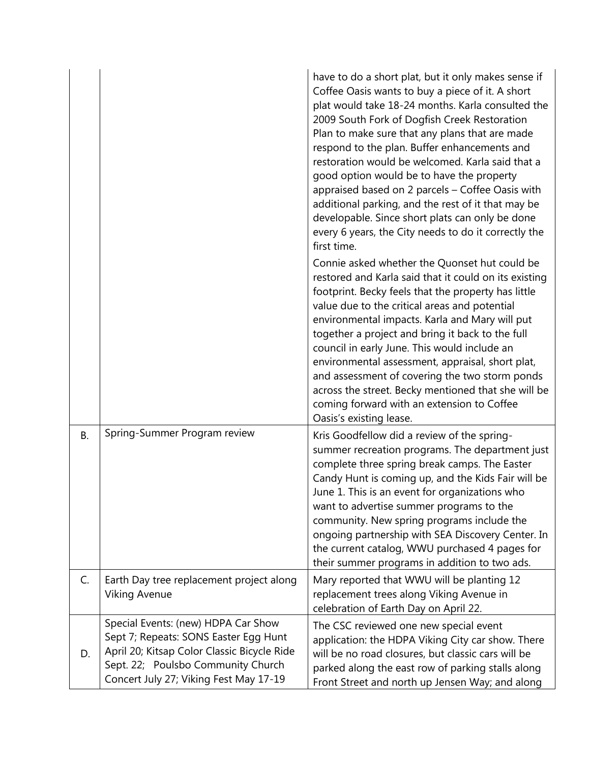|  |  |  |
|---|---|---|
|  |  | have to do a short plat, but it only makes sense if Coffee Oasis wants to buy a piece of it. A short plat would take 18-24 months. Karla consulted the 2009 South Fork of Dogfish Creek Restoration Plan to make sure that any plans that are made respond to the plan. Buffer enhancements and restoration would be welcomed. Karla said that a good option would be to have the property appraised based on 2 parcels – Coffee Oasis with additional parking, and the rest of it that may be developable. Since short plats can only be done every 6 years, the City needs to do it correctly the first time.<br><br>Connie asked whether the Quonset hut could be restored and Karla said that it could on its existing footprint. Becky feels that the property has little value due to the critical areas and potential environmental impacts. Karla and Mary will put together a project and bring it back to the full council in early June. This would include an environmental assessment, appraisal, short plat, and assessment of covering the two storm ponds across the street. Becky mentioned that she will be coming forward with an extension to Coffee Oasis's existing lease. |
| B. | Spring-Summer Program review | Kris Goodfellow did a review of the spring-summer recreation programs. The department just complete three spring break camps. The Easter Candy Hunt is coming up, and the Kids Fair will be June 1. This is an event for organizations who want to advertise summer programs to the community. New spring programs include the ongoing partnership with SEA Discovery Center. In the current catalog, WWU purchased 4 pages for their summer programs in addition to two ads. |
| C. | Earth Day tree replacement project along Viking Avenue | Mary reported that WWU will be planting 12 replacement trees along Viking Avenue in celebration of Earth Day on April 22. |
| D. | Special Events: (new) HDPA Car Show Sept 7; Repeats: SONS Easter Egg Hunt April 20; Kitsap Color Classic Bicycle Ride Sept. 22; Poulsbo Community Church Concert July 27; Viking Fest May 17-19 | The CSC reviewed one new special event application: the HDPA Viking City car show. There will be no road closures, but classic cars will be parked along the east row of parking stalls along Front Street and north up Jensen Way; and along |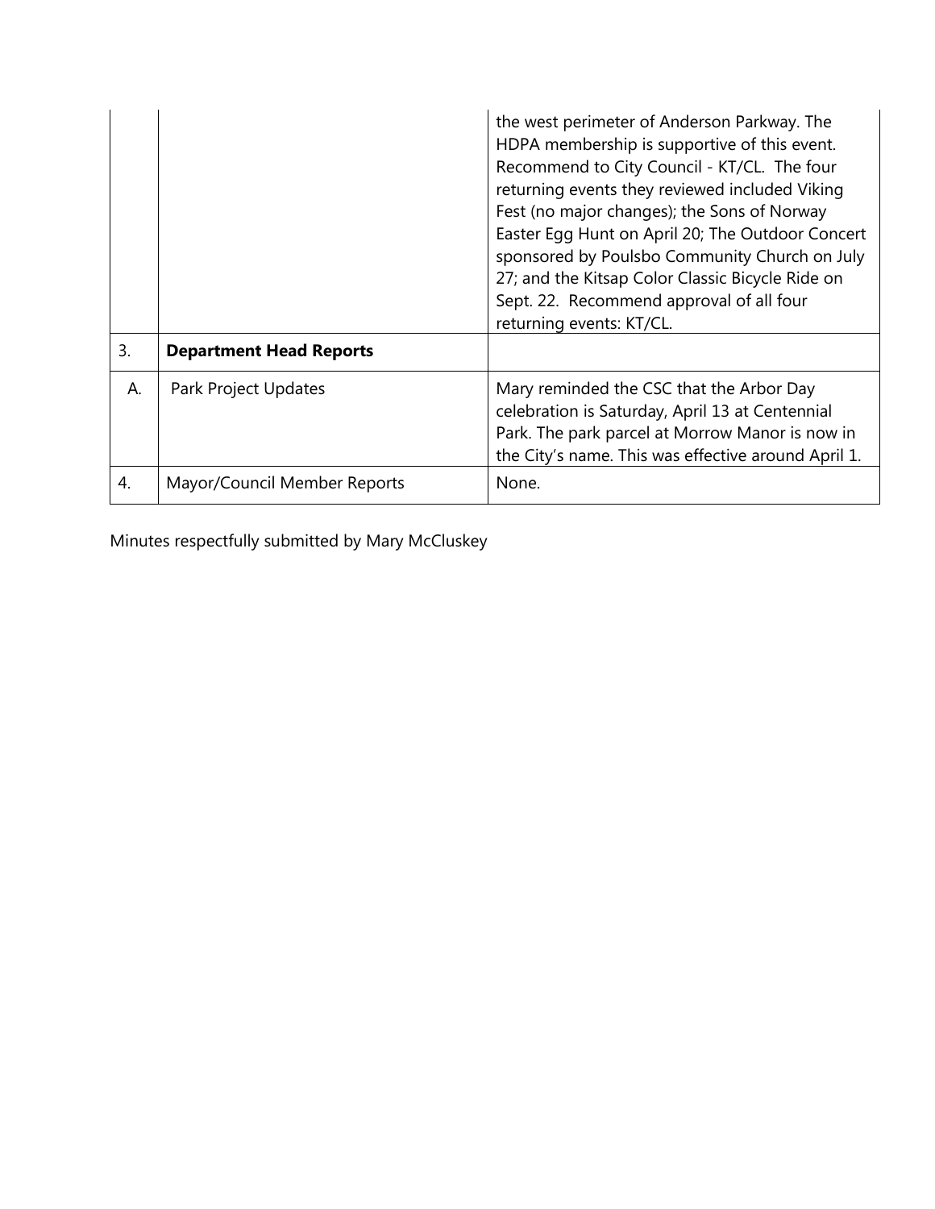| | | |
|---|---|---|
| | | the west perimeter of Anderson Parkway. The HDPA membership is supportive of this event. Recommend to City Council - KT/CL. The four returning events they reviewed included Viking Fest (no major changes); the Sons of Norway Easter Egg Hunt on April 20; The Outdoor Concert sponsored by Poulsbo Community Church on July 27; and the Kitsap Color Classic Bicycle Ride on Sept. 22. Recommend approval of all four returning events: KT/CL. |
| 3. | **Department Head Reports** | |
| A. | Park Project Updates | Mary reminded the CSC that the Arbor Day celebration is Saturday, April 13 at Centennial Park. The park parcel at Morrow Manor is now in the City's name. This was effective around April 1. |
| 4. | Mayor/Council Member Reports | None. |

Minutes respectfully submitted by Mary McCluskey